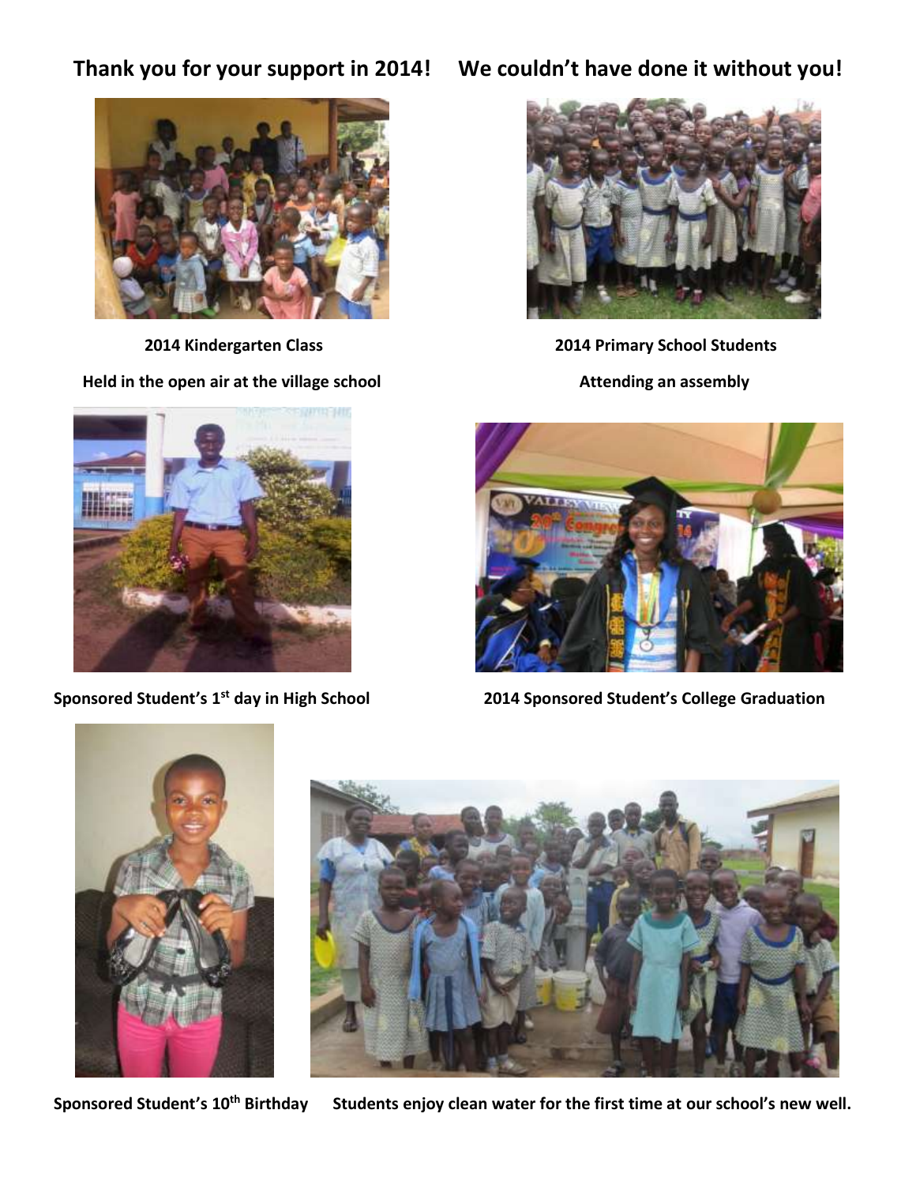# Thank you for your support in 2014! We couldn't have done it without you!

**2014 Kindergarten Class**

**Held in the open air at the village school**

**2014 Primary School Students**

**Attending an assembly**

**Sponsored Student's 1st day in High School**

**2014 Sponsored Student's College Graduation**

**Sponsored Student's 10th Birthday**

**Students enjoy clean water for the first time at our school's new well.**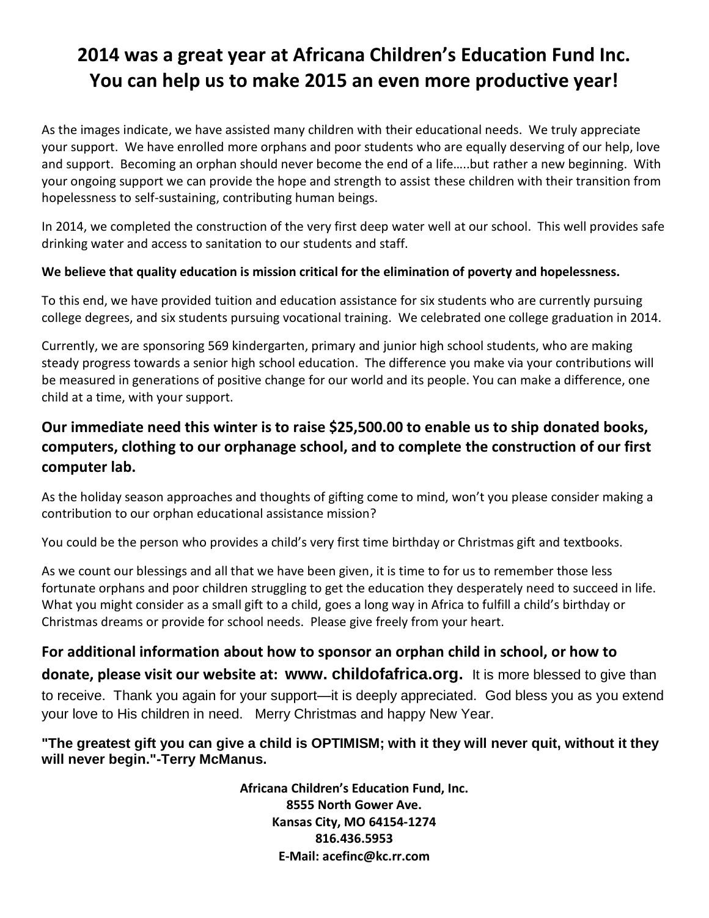# 2014 was a great year at Africana Children's Education Fund Inc. You can help us to make 2015 an even more productive year!

As the images indicate, we have assisted many children with their educational needs. We truly appreciate your support. We have enrolled more orphans and poor students who are equally deserving of our help, love and support. Becoming an orphan should never become the end of a life…..but rather a new beginning. With your ongoing support we can provide the hope and strength to assist these children with their transition from hopelessness to self-sustaining, contributing human beings.

In 2014, we completed the construction of the very first deep water well at our school. This well provides safe drinking water and access to sanitation to our students and staff.

**We believe that quality education is mission critical for the elimination of poverty and hopelessness.**

To this end, we have provided tuition and education assistance for six students who are currently pursuing college degrees, and six students pursuing vocational training. We celebrated one college graduation in 2014.

Currently, we are sponsoring 569 kindergarten, primary and junior high school students, who are making steady progress towards a senior high school education. The difference you make via your contributions will be measured in generations of positive change for our world and its people. You can make a difference, one child at a time, with your support.

**Our immediate need this winter is to raise $25,500.00 to enable us to ship donated books, computers, clothing to our orphanage school, and to complete the construction of our first computer lab.**

As the holiday season approaches and thoughts of gifting come to mind, won't you please consider making a contribution to our orphan educational assistance mission?

You could be the person who provides a child's very first time birthday or Christmas gift and textbooks.

As we count our blessings and all that we have been given, it is time to for us to remember those less fortunate orphans and poor children struggling to get the education they desperately need to succeed in life. What you might consider as a small gift to a child, goes a long way in Africa to fulfill a child's birthday or Christmas dreams or provide for school needs. Please give freely from your heart.

**For additional information about how to sponsor an orphan child in school, or how to donate, please visit our website at: www. childofafrica.org.** It is more blessed to give than to receive. Thank you again for your support—it is deeply appreciated. God bless you as you extend your love to His children in need. Merry Christmas and happy New Year.

**"The greatest gift you can give a child is OPTIMISM; with it they will never quit, without it they will never begin."-Terry McManus.**

**Africana Children's Education Fund, Inc.**
**8555 North Gower Ave.**
**Kansas City, MO 64154-1274**
**816.436.5953**
**E-Mail: acefinc@kc.rr.com**